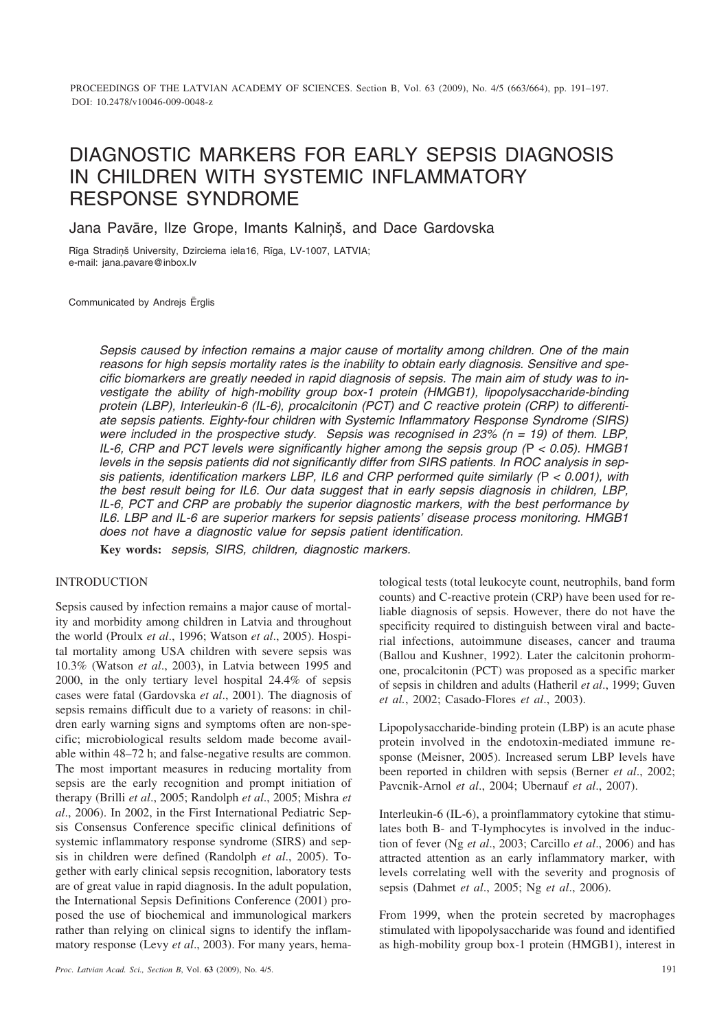# DIAGNOSTIC MARKERS FOR EARLY SEPSIS DIAGNOSIS IN CHILDREN WITH SYSTEMIC INFLAMMATORY RESPONSE SYNDROME

Jana Pavāre, Ilze Grope, Imants Kalniņš, and Dace Gardovska

Rīga Stradiņš University, Dzirciema iela16, Rīga, LV-1007, LATVIA;
e-mail: jana.pavare@inbox.lv

Communicated by Andrejs Ērglis

*Sepsis caused by infection remains a major cause of mortality among children. One of the main reasons for high sepsis mortality rates is the inability to obtain early diagnosis. Sensitive and specific biomarkers are greatly needed in rapid diagnosis of sepsis. The main aim of study was to investigate the ability of high-mobility group box-1 protein (HMGB1), lipopolysaccharide-binding protein (LBP), Interleukin-6 (IL-6), procalcitonin (PCT) and C reactive protein (CRP) to differentiate sepsis patients. Eighty-four children with Systemic Inflammatory Response Syndrome (SIRS) were included in the prospective study. Sepsis was recognised in 23% (n = 19) of them. LBP, IL-6, CRP and PCT levels were significantly higher among the sepsis group ($P < 0.05$). HMGB1 levels in the sepsis patients did not significantly differ from SIRS patients. In ROC analysis in sepsis patients, identification markers LBP, IL6 and CRP performed quite similarly ($P < 0.001$), with the best result being for IL6. Our data suggest that in early sepsis diagnosis in children, LBP, IL-6, PCT and CRP are probably the superior diagnostic markers, with the best performance by IL6. LBP and IL-6 are superior markers for sepsis patients' disease process monitoring. HMGB1 does not have a diagnostic value for sepsis patient identification.*

**Key words:** *sepsis, SIRS, children, diagnostic markers.*

## INTRODUCTION

Sepsis caused by infection remains a major cause of mortality and morbidity among children in Latvia and throughout the world (Proulx *et al*., 1996; Watson *et al*., 2005). Hospital mortality among USA children with severe sepsis was 10.3% (Watson *et al*., 2003), in Latvia between 1995 and 2000, in the only tertiary level hospital 24.4% of sepsis cases were fatal (Gardovska *et al*., 2001). The diagnosis of sepsis remains difficult due to a variety of reasons: in children early warning signs and symptoms often are non-specific; microbiological results seldom made become available within 48–72 h; and false-negative results are common. The most important measures in reducing mortality from sepsis are the early recognition and prompt initiation of therapy (Brilli *et al*., 2005; Randolph *et al*., 2005; Mishra *et al*., 2006). In 2002, in the First International Pediatric Sepsis Consensus Conference specific clinical definitions of systemic inflammatory response syndrome (SIRS) and sepsis in children were defined (Randolph *et al*., 2005). Together with early clinical sepsis recognition, laboratory tests are of great value in rapid diagnosis. In the adult population, the International Sepsis Definitions Conference (2001) proposed the use of biochemical and immunological markers rather than relying on clinical signs to identify the inflammatory response (Levy *et al*., 2003). For many years, hematological tests (total leukocyte count, neutrophils, band form counts) and C-reactive protein (CRP) have been used for reliable diagnosis of sepsis. However, there do not have the specificity required to distinguish between viral and bacterial infections, autoimmune diseases, cancer and trauma (Ballou and Kushner, 1992). Later the calcitonin prohormone, procalcitonin (PCT) was proposed as a specific marker of sepsis in children and adults (Hatheril *et al*., 1999; Guven *et al.*, 2002; Casado-Flores *et al*., 2003).

Lipopolysaccharide-binding protein (LBP) is an acute phase protein involved in the endotoxin-mediated immune response (Meisner, 2005). Increased serum LBP levels have been reported in children with sepsis (Berner *et al*., 2002; Pavcnik-Arnol *et al*., 2004; Ubernauf *et al*., 2007).

Interleukin-6 (IL-6), a proinflammatory cytokine that stimulates both B- and T-lymphocytes is involved in the induction of fever (Ng *et al*., 2003; Carcillo *et al*., 2006) and has attracted attention as an early inflammatory marker, with levels correlating well with the severity and prognosis of sepsis (Dahmet *et al*., 2005; Ng *et al*., 2006).

From 1999, when the protein secreted by macrophages stimulated with lipopolysaccharide was found and identified as high-mobility group box-1 protein (HMGB1), interest in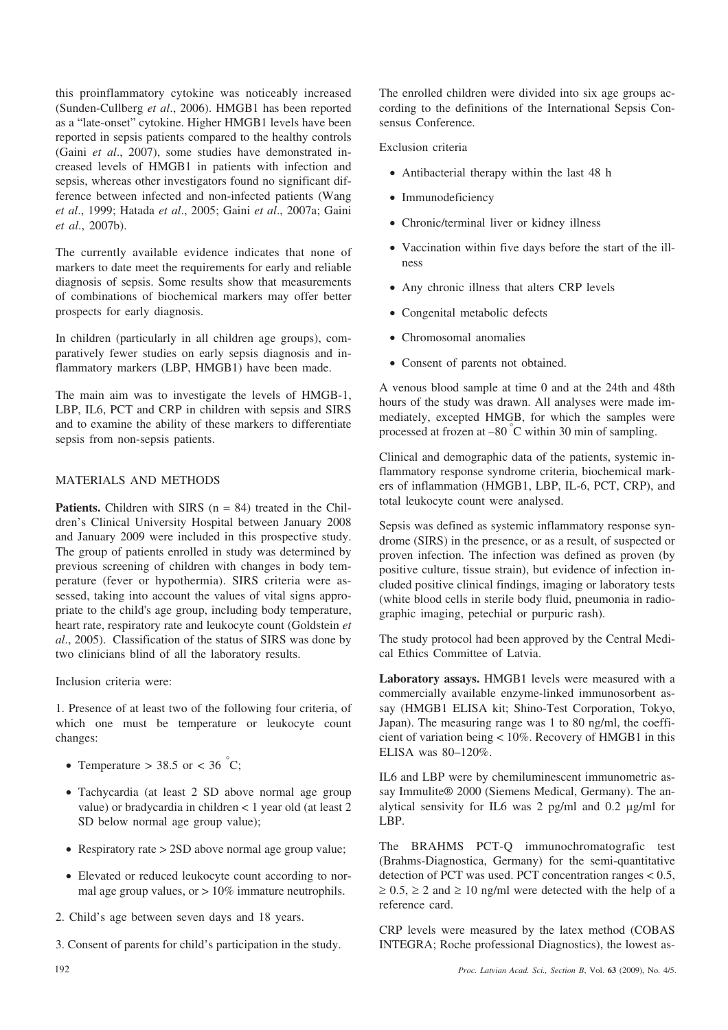this proinflammatory cytokine was noticeably increased (Sunden-Cullberg *et al*., 2006). HMGB1 has been reported as a "late-onset" cytokine. Higher HMGB1 levels have been reported in sepsis patients compared to the healthy controls (Gaini *et al*., 2007), some studies have demonstrated increased levels of HMGB1 in patients with infection and sepsis, whereas other investigators found no significant difference between infected and non-infected patients (Wang *et al*., 1999; Hatada *et al*., 2005; Gaini *et al*., 2007a; Gaini *et al*., 2007b).

The currently available evidence indicates that none of markers to date meet the requirements for early and reliable diagnosis of sepsis. Some results show that measurements of combinations of biochemical markers may offer better prospects for early diagnosis.

In children (particularly in all children age groups), comparatively fewer studies on early sepsis diagnosis and inflammatory markers (LBP, HMGB1) have been made.

The main aim was to investigate the levels of HMGB-1, LBP, IL6, PCT and CRP in children with sepsis and SIRS and to examine the ability of these markers to differentiate sepsis from non-sepsis patients.

## MATERIALS AND METHODS

**Patients.** Children with SIRS (n = 84) treated in the Children's Clinical University Hospital between January 2008 and January 2009 were included in this prospective study. The group of patients enrolled in study was determined by previous screening of children with changes in body temperature (fever or hypothermia). SIRS criteria were assessed, taking into account the values of vital signs appropriate to the child's age group, including body temperature, heart rate, respiratory rate and leukocyte count (Goldstein *et al*., 2005). Classification of the status of SIRS was done by two clinicians blind of all the laboratory results.

Inclusion criteria were:

1. Presence of at least two of the following four criteria, of which one must be temperature or leukocyte count changes:
   - Temperature > 38.5 or < 36 °C;
   - Tachycardia (at least 2 SD above normal age group value) or bradycardia in children < 1 year old (at least 2 SD below normal age group value);
   - Respiratory rate > 2SD above normal age group value;
   - Elevated or reduced leukocyte count according to normal age group values, or > 10% immature neutrophils.
2. Child's age between seven days and 18 years.
3. Consent of parents for child's participation in the study.

The enrolled children were divided into six age groups according to the definitions of the International Sepsis Consensus Conference.

Exclusion criteria

- Antibacterial therapy within the last 48 h
- Immunodeficiency
- Chronic/terminal liver or kidney illness
- Vaccination within five days before the start of the illness
- Any chronic illness that alters CRP levels
- Congenital metabolic defects
- Chromosomal anomalies
- Consent of parents not obtained.

A venous blood sample at time 0 and at the 24th and 48th hours of the study was drawn. All analyses were made immediately, excepted HMGB, for which the samples were processed at frozen at –80 °C within 30 min of sampling.

Clinical and demographic data of the patients, systemic inflammatory response syndrome criteria, biochemical markers of inflammation (HMGB1, LBP, IL-6, PCT, CRP), and total leukocyte count were analysed.

Sepsis was defined as systemic inflammatory response syndrome (SIRS) in the presence, or as a result, of suspected or proven infection. The infection was defined as proven (by positive culture, tissue strain), but evidence of infection included positive clinical findings, imaging or laboratory tests (white blood cells in sterile body fluid, pneumonia in radiographic imaging, petechial or purpuric rash).

The study protocol had been approved by the Central Medical Ethics Committee of Latvia.

**Laboratory assays.** HMGB1 levels were measured with a commercially available enzyme-linked immunosorbent assay (HMGB1 ELISA kit; Shino-Test Corporation, Tokyo, Japan). The measuring range was 1 to 80 ng/ml, the coefficient of variation being < 10%. Recovery of HMGB1 in this ELISA was 80–120%.

IL6 and LBP were by chemiluminescent immunometric assay Immulite® 2000 (Siemens Medical, Germany). The analytical sensivity for IL6 was 2 pg/ml and 0.2 μg/ml for LBP.

The BRAHMS PCT-Q immunochromatografic test (Brahms-Diagnostica, Germany) for the semi-quantitative detection of PCT was used. PCT concentration ranges < 0.5, ≥ 0.5, ≥ 2 and ≥ 10 ng/ml were detected with the help of a reference card.

CRP levels were measured by the latex method (COBAS INTEGRA; Roche professional Diagnostics), the lowest as-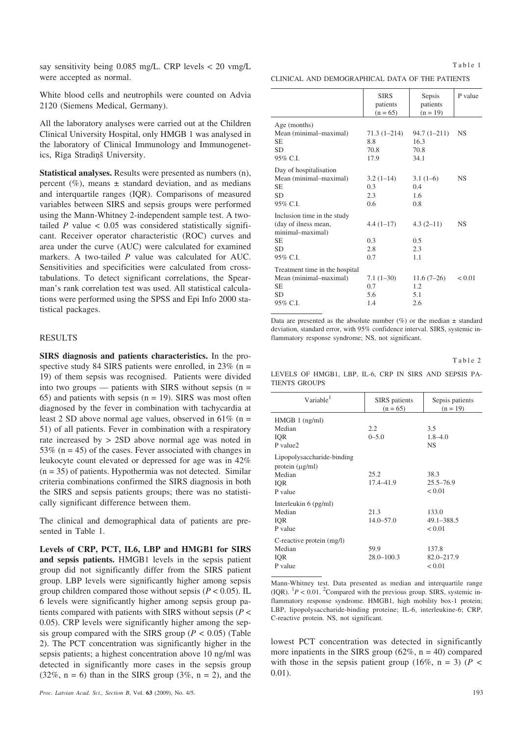say sensitivity being 0.085 mg/L. CRP levels < 20 vmg/L were accepted as normal.

White blood cells and neutrophils were counted on Advia 2120 (Siemens Medical, Germany).

All the laboratory analyses were carried out at the Children Clinical University Hospital, only HMGB 1 was analysed in the laboratory of Clinical Immunology and Immunogenetics, Rīga Stradiņš University.

**Statistical analyses.** Results were presented as numbers (n), percent (%), means ± standard deviation, and as medians and interquartile ranges (IQR). Comparisons of measured variables between SIRS and sepsis groups were performed using the Mann-Whitney 2-independent sample test. A two-tailed $P$ value < 0.05 was considered statistically significant. Receiver operator characteristic (ROC) curves and area under the curve (AUC) were calculated for examined markers. A two-tailed $P$ value was calculated for AUC. Sensitivities and specificities were calculated from cross-tabulations. To detect significant correlations, the Spearman's rank correlation test was used. All statistical calculations were performed using the SPSS and Epi Info 2000 statistical packages.

## RESULTS

**SIRS diagnosis and patients characteristics.** In the prospective study 84 SIRS patients were enrolled, in 23% (n = 19) of them sepsis was recognised. Patients were divided into two groups — patients with SIRS without sepsis (n = 65) and patients with sepsis (n = 19). SIRS was most often diagnosed by the fever in combination with tachycardia at least 2 SD above normal age values, observed in 61% (n = 51) of all patients. Fever in combination with a respiratory rate increased by > 2SD above normal age was noted in 53% (n = 45) of the cases. Fever associated with changes in leukocyte count elevated or depressed for age was in 42% (n = 35) of patients. Hypothermia was not detected. Similar criteria combinations confirmed the SIRS diagnosis in both the SIRS and sepsis patients groups; there was no statistically significant difference between them.

The clinical and demographical data of patients are presented in Table 1.

**Levels of CRP, PCT, IL6, LBP and HMGB1 for SIRS and sepsis patients.** HMGB1 levels in the sepsis patient group did not significantly differ from the SIRS patient group. LBP levels were significantly higher among sepsis group children compared those without sepsis ($P < 0.05$). IL 6 levels were significantly higher among sepsis group patients compared with patients with SIRS without sepsis ($P < 0.05$). CRP levels were significantly higher among the sepsis group compared with the SIRS group ($P < 0.05$) (Table 2). The PCT concentration was significantly higher in the sepsis patients; a highest concentration above 10 ng/ml was detected in significantly more cases in the sepsis group (32%, n = 6) than in the SIRS group (3%, n = 2), and the lowest PCT concentration was detected in significantly more inpatients in the SIRS group (62%, n = 40) compared with those in the sepsis patient group (16%, n = 3) ($P < 0.01$).

Table 1

CLINICAL AND DEMOGRAPHICAL DATA OF THE PATIENTS

| | SIRS patients (n = 65) | Sepsis patients (n = 19) | P value |
|---|---|---|---|
| Age (months) | | | |
| Mean (minimal–maximal) | 71.3 (1–214) | 94.7 (1–211) | NS |
| SE | 8.8 | 16.3 | |
| SD | 70.8 | 70.8 | |
| 95% C.I. | 17.9 | 34.1 | |
| Day of hospitalisation | | | |
| Mean (minimal–maximal) | 3.2 (1–14) | 3.1 (1–6) | NS |
| SE | 0.3 | 0.4 | |
| SD | 2.3 | 1.6 | |
| 95% C.I. | 0.6 | 0.8 | |
| Inclusion time in the study (day of ilness mean, minimal–maximal) | 4.4 (1–17) | 4.3 (2–11) | NS |
| SE | 0.3 | 0.5 | |
| SD | 2.8 | 2.3 | |
| 95% C.I. | 0.7 | 1.1 | |
| Treatment time in the hospital | | | |
| Mean (minimal–maximal) | 7.1 (1–30) | 11.6 (7–26) | < 0.01 |
| SE | 0.7 | 1.2 | |
| SD | 5.6 | 5.1 | |
| 95% C.I. | 1.4 | 2.6 | |

Data are presented as the absolute number (%) or the median ± standard deviation, standard error, with 95% confidence interval. SIRS, systemic inflammatory response syndrome; NS, not significant.

Table 2

LEVELS OF HMGB1, LBP, IL-6, CRP IN SIRS AND SEPSIS PATIENTS GROUPS

| Variable[1] | SIRS patients (n = 65) | Sepsis patients (n = 19) |
|---|---|---|
| HMGB 1 (ng/ml) | | |
| Median | 2.2 | 3.5 |
| IQR | 0–5.0 | 1.8–4.0 |
| P value2 | | NS |
| Lipopolysaccharide-binding protein (μg/ml) | | |
| Median | 25.2 | 38.3 |
| IQR | 17.4–41.9 | 25.5–76.9 |
| P value | | < 0.01 |
| Interleukin 6 (pg/ml) | | |
| Median | 21.3 | 133.0 |
| IQR | 14.0–57.0 | 49.1–388.5 |
| P value | | < 0.01 |
| C-reactive protein (mg/l) | | |
| Median | 59.9 | 137.8 |
| IQR | 28.0–100.3 | 82.0–217.9 |
| P value | | < 0.01 |

Mann-Whitney test. Data presented as median and interquartile range (IQR). [1]$P < 0.01$. [2]Compared with the previous group. SIRS, systemic inflammatory response syndrome. HMGB1, high mobility box-1 protein; LBP, lipopolysaccharide-binding proteine; IL-6, interleukine-6; CRP, C-reactive protein. NS, not significant.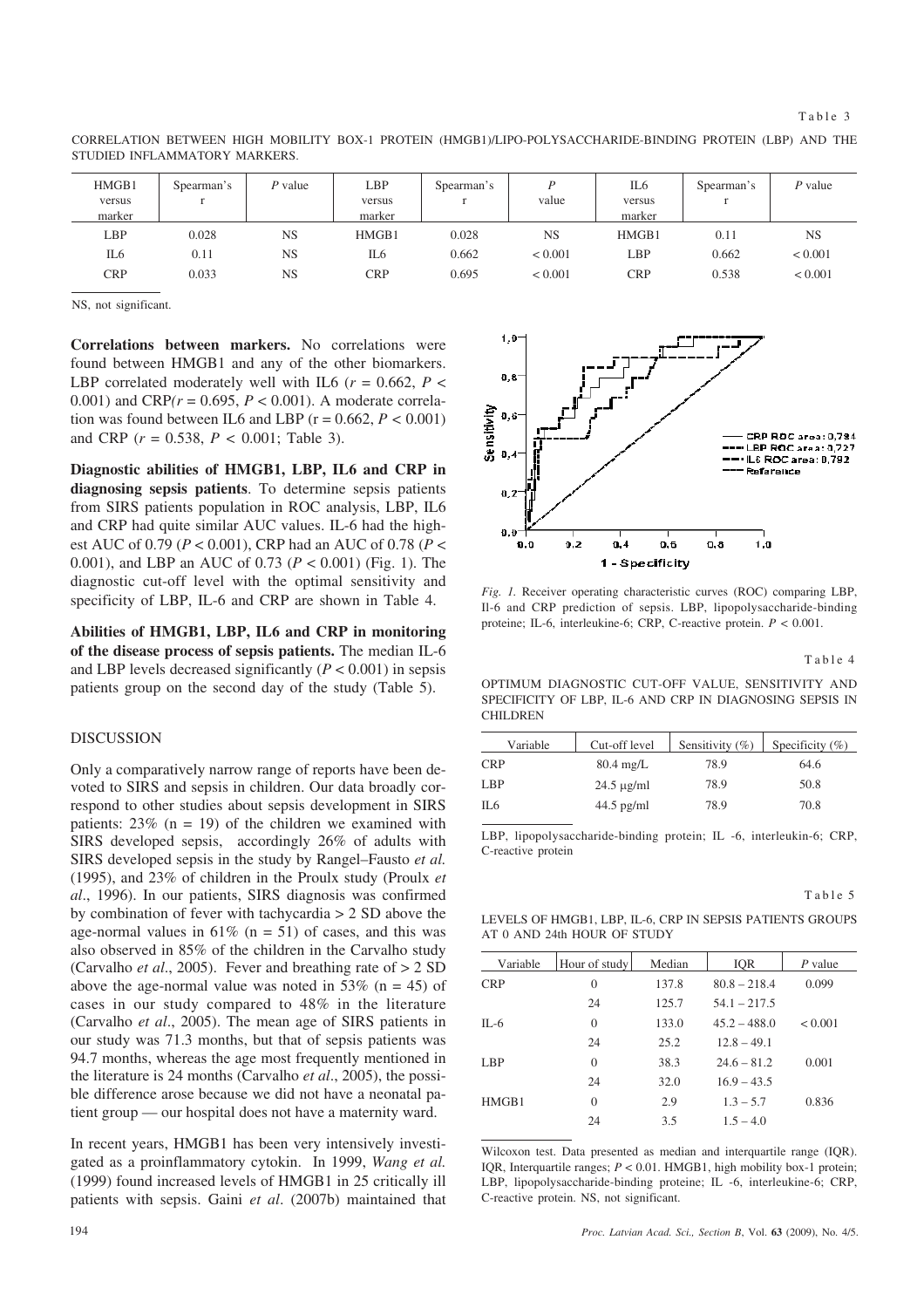Table 3

CORRELATION BETWEEN HIGH MOBILITY BOX-1 PROTEIN (HMGB1)/LIPO-POLYSACCHARIDE-BINDING PROTEIN (LBP) AND THE STUDIED INFLAMMATORY MARKERS.

| HMGB1 versus marker | Spearman's r | P value | LBP versus marker | Spearman's r | P value | IL6 versus marker | Spearman's r | P value |
|---|---|---|---|---|---|---|---|---|
| LBP | 0.028 | NS | HMGB1 | 0.028 | NS | HMGB1 | 0.11 | NS |
| IL6 | 0.11 | NS | IL6 | 0.662 | < 0.001 | LBP | 0.662 | < 0.001 |
| CRP | 0.033 | NS | CRP | 0.695 | < 0.001 | CRP | 0.538 | < 0.001 |

NS, not significant.

**Correlations between markers.** No correlations were found between HMGB1 and any of the other biomarkers. LBP correlated moderately well with IL6 ($r = 0.662$, $P < 0.001$) and CRP($r = 0.695$, $P < 0.001$). A moderate correlation was found between IL6 and LBP ($r = 0.662$, $P < 0.001$) and CRP ($r = 0.538$, $P < 0.001$; Table 3).

**Diagnostic abilities of HMGB1, LBP, IL6 and CRP in diagnosing sepsis patients**. To determine sepsis patients from SIRS patients population in ROC analysis, LBP, IL6 and CRP had quite similar AUC values. IL-6 had the highest AUC of 0.79 ($P < 0.001$), CRP had an AUC of 0.78 ($P < 0.001$), and LBP an AUC of 0.73 ($P < 0.001$) (Fig. 1). The diagnostic cut-off level with the optimal sensitivity and specificity of LBP, IL-6 and CRP are shown in Table 4.

**Abilities of HMGB1, LBP, IL6 and CRP in monitoring of the disease process of sepsis patients.** The median IL-6 and LBP levels decreased significantly ($P < 0.001$) in sepsis patients group on the second day of the study (Table 5).

## DISCUSSION

Only a comparatively narrow range of reports have been devoted to SIRS and sepsis in children. Our data broadly correspond to other studies about sepsis development in SIRS patients: 23% (n = 19) of the children we examined with SIRS developed sepsis, accordingly 26% of adults with SIRS developed sepsis in the study by Rangel–Fausto *et al.* (1995), and 23% of children in the Proulx study (Proulx *et al*., 1996). In our patients, SIRS diagnosis was confirmed by combination of fever with tachycardia > 2 SD above the age-normal values in 61% (n = 51) of cases, and this was also observed in 85% of the children in the Carvalho study (Carvalho *et al*., 2005). Fever and breathing rate of > 2 SD above the age-normal value was noted in 53% (n = 45) of cases in our study compared to 48% in the literature (Carvalho *et al*., 2005). The mean age of SIRS patients in our study was 71.3 months, but that of sepsis patients was 94.7 months, whereas the age most frequently mentioned in the literature is 24 months (Carvalho *et al*., 2005), the possible difference arose because we did not have a neonatal patient group — our hospital does not have a maternity ward.

In recent years, HMGB1 has been very intensively investigated as a proinflammatory cytokin. In 1999, *Wang et al.* (1999) found increased levels of HMGB1 in 25 critically ill patients with sepsis. Gaini *et al*. (2007b) maintained that

*Fig. 1.* Receiver operating characteristic curves (ROC) comparing LBP, Il-6 and CRP prediction of sepsis. LBP, lipopolysaccharide-binding proteine; IL-6, interleukine-6; CRP, C-reactive protein. $P < 0.001$.

Table 4

OPTIMUM DIAGNOSTIC CUT-OFF VALUE, SENSITIVITY AND SPECIFICITY OF LBP, IL-6 AND CRP IN DIAGNOSING SEPSIS IN CHILDREN

| Variable | Cut-off level | Sensitivity (%) | Specificity (%) |
|---|---|---|---|
| CRP | 80.4 mg/L | 78.9 | 64.6 |
| LBP | 24.5 μg/ml | 78.9 | 50.8 |
| IL6 | 44.5 pg/ml | 78.9 | 70.8 |

LBP, lipopolysaccharide-binding protein; IL -6, interleukin-6; CRP, C-reactive protein

Table 5

LEVELS OF HMGB1, LBP, IL-6, CRP IN SEPSIS PATIENTS GROUPS AT 0 AND 24th HOUR OF STUDY

| Variable | Hour of study | Median | IQR | P value |
|---|---|---|---|---|
| CRP | 0 | 137.8 | 80.8 – 218.4 | 0.099 |
| | 24 | 125.7 | 54.1 – 217.5 | |
| IL-6 | 0 | 133.0 | 45.2 – 488.0 | < 0.001 |
| | 24 | 25.2 | 12.8 – 49.1 | |
| LBP | 0 | 38.3 | 24.6 – 81.2 | 0.001 |
| | 24 | 32.0 | 16.9 – 43.5 | |
| HMGB1 | 0 | 2.9 | 1.3 – 5.7 | 0.836 |
| | 24 | 3.5 | 1.5 – 4.0 | |

Wilcoxon test. Data presented as median and interquartile range (IQR). IQR, Interquartile ranges; $P < 0.01$. HMGB1, high mobility box-1 protein; LBP, lipopolysaccharide-binding proteine; IL -6, interleukine-6; CRP, C-reactive protein. NS, not significant.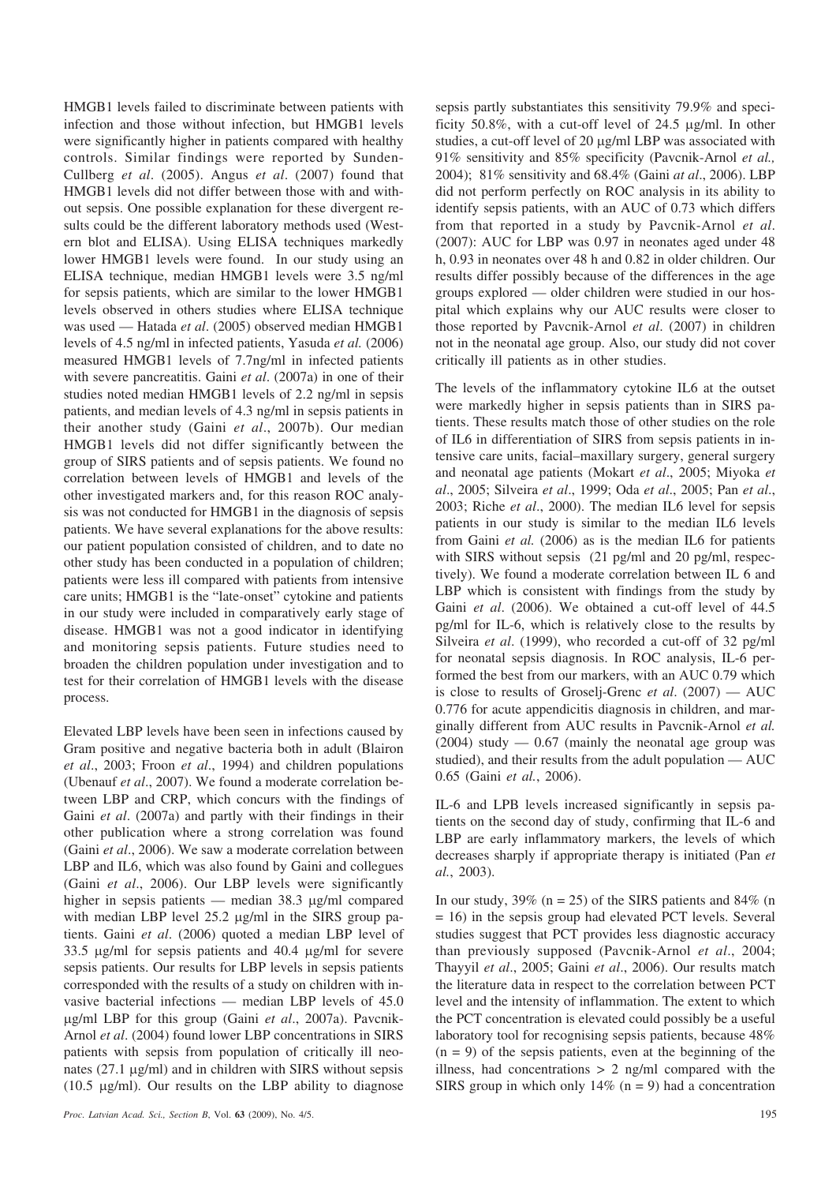HMGB1 levels failed to discriminate between patients with infection and those without infection, but HMGB1 levels were significantly higher in patients compared with healthy controls. Similar findings were reported by Sunden-Cullberg *et al*. (2005). Angus *et al*. (2007) found that HMGB1 levels did not differ between those with and without sepsis. One possible explanation for these divergent results could be the different laboratory methods used (Western blot and ELISA). Using ELISA techniques markedly lower HMGB1 levels were found. In our study using an ELISA technique, median HMGB1 levels were 3.5 ng/ml for sepsis patients, which are similar to the lower HMGB1 levels observed in others studies where ELISA technique was used — Hatada *et al*. (2005) observed median HMGB1 levels of 4.5 ng/ml in infected patients, Yasuda *et al.* (2006) measured HMGB1 levels of 7.7ng/ml in infected patients with severe pancreatitis. Gaini *et al*. (2007a) in one of their studies noted median HMGB1 levels of 2.2 ng/ml in sepsis patients, and median levels of 4.3 ng/ml in sepsis patients in their another study (Gaini *et al*., 2007b). Our median HMGB1 levels did not differ significantly between the group of SIRS patients and of sepsis patients. We found no correlation between levels of HMGB1 and levels of the other investigated markers and, for this reason ROC analysis was not conducted for HMGB1 in the diagnosis of sepsis patients. We have several explanations for the above results: our patient population consisted of children, and to date no other study has been conducted in a population of children; patients were less ill compared with patients from intensive care units; HMGB1 is the "late-onset" cytokine and patients in our study were included in comparatively early stage of disease. HMGB1 was not a good indicator in identifying and monitoring sepsis patients. Future studies need to broaden the children population under investigation and to test for their correlation of HMGB1 levels with the disease process.

Elevated LBP levels have been seen in infections caused by Gram positive and negative bacteria both in adult (Blairon *et al*., 2003; Froon *et al*., 1994) and children populations (Ubenauf *et al*., 2007). We found a moderate correlation between LBP and CRP, which concurs with the findings of Gaini *et al*. (2007a) and partly with their findings in their other publication where a strong correlation was found (Gaini *et al*., 2006). We saw a moderate correlation between LBP and IL6, which was also found by Gaini and collegues (Gaini *et al*., 2006). Our LBP levels were significantly higher in sepsis patients — median 38.3 μg/ml compared with median LBP level 25.2 μg/ml in the SIRS group patients. Gaini *et al*. (2006) quoted a median LBP level of 33.5 μg/ml for sepsis patients and 40.4 μg/ml for severe sepsis patients. Our results for LBP levels in sepsis patients corresponded with the results of a study on children with invasive bacterial infections — median LBP levels of 45.0 μg/ml LBP for this group (Gaini *et al*., 2007a). Pavcnik-Arnol *et al*. (2004) found lower LBP concentrations in SIRS patients with sepsis from population of critically ill neonates (27.1 μg/ml) and in children with SIRS without sepsis (10.5 μg/ml). Our results on the LBP ability to diagnose sepsis partly substantiates this sensitivity 79.9% and specificity 50.8%, with a cut-off level of 24.5 μg/ml. In other studies, a cut-off level of 20 μg/ml LBP was associated with 91% sensitivity and 85% specificity (Pavcnik-Arnol *et al.,* 2004); 81% sensitivity and 68.4% (Gaini *at al*., 2006). LBP did not perform perfectly on ROC analysis in its ability to identify sepsis patients, with an AUC of 0.73 which differs from that reported in a study by Pavcnik-Arnol *et al*. (2007): AUC for LBP was 0.97 in neonates aged under 48 h, 0.93 in neonates over 48 h and 0.82 in older children. Our results differ possibly because of the differences in the age groups explored — older children were studied in our hospital which explains why our AUC results were closer to those reported by Pavcnik-Arnol *et al*. (2007) in children not in the neonatal age group. Also, our study did not cover critically ill patients as in other studies.

The levels of the inflammatory cytokine IL6 at the outset were markedly higher in sepsis patients than in SIRS patients. These results match those of other studies on the role of IL6 in differentiation of SIRS from sepsis patients in intensive care units, facial–maxillary surgery, general surgery and neonatal age patients (Mokart *et al*., 2005; Miyoka *et al*., 2005; Silveira *et al*., 1999; Oda *et al*., 2005; Pan *et al*., 2003; Riche *et al*., 2000). The median IL6 level for sepsis patients in our study is similar to the median IL6 levels from Gaini *et al.* (2006) as is the median IL6 for patients with SIRS without sepsis (21 pg/ml and 20 pg/ml, respectively). We found a moderate correlation between IL 6 and LBP which is consistent with findings from the study by Gaini *et al*. (2006). We obtained a cut-off level of 44.5 pg/ml for IL-6, which is relatively close to the results by Silveira *et al*. (1999), who recorded a cut-off of 32 pg/ml for neonatal sepsis diagnosis. In ROC analysis, IL-6 performed the best from our markers, with an AUC 0.79 which is close to results of Groselj-Grenc *et al*. (2007) — AUC 0.776 for acute appendicitis diagnosis in children, and marginally different from AUC results in Pavcnik-Arnol *et al.* (2004) study — 0.67 (mainly the neonatal age group was studied), and their results from the adult population — AUC 0.65 (Gaini *et al.*, 2006).

IL-6 and LPB levels increased significantly in sepsis patients on the second day of study, confirming that IL-6 and LBP are early inflammatory markers, the levels of which decreases sharply if appropriate therapy is initiated (Pan *et al.*, 2003).

In our study, 39% (n = 25) of the SIRS patients and 84% (n = 16) in the sepsis group had elevated PCT levels. Several studies suggest that PCT provides less diagnostic accuracy than previously supposed (Pavcnik-Arnol *et al*., 2004; Thayyil *et al*., 2005; Gaini *et al*., 2006). Our results match the literature data in respect to the correlation between PCT level and the intensity of inflammation. The extent to which the PCT concentration is elevated could possibly be a useful laboratory tool for recognising sepsis patients, because 48% (n = 9) of the sepsis patients, even at the beginning of the illness, had concentrations > 2 ng/ml compared with the SIRS group in which only 14% (n = 9) had a concentration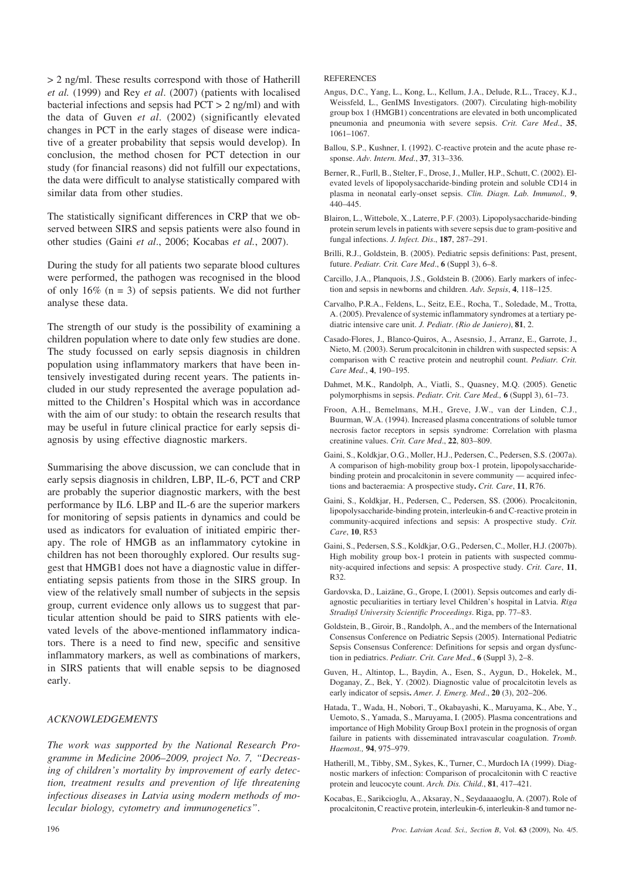> 2 ng/ml. These results correspond with those of Hatherill *et al.* (1999) and Rey *et al*. (2007) (patients with localised bacterial infections and sepsis had PCT > 2 ng/ml) and with the data of Guven *et al*. (2002) (significantly elevated changes in PCT in the early stages of disease were indicative of a greater probability that sepsis would develop). In conclusion, the method chosen for PCT detection in our study (for financial reasons) did not fulfill our expectations, the data were difficult to analyse statistically compared with similar data from other studies.

The statistically significant differences in CRP that we observed between SIRS and sepsis patients were also found in other studies (Gaini *et al*., 2006; Kocabas *et al.*, 2007).

During the study for all patients two separate blood cultures were performed, the pathogen was recognised in the blood of only 16% (n = 3) of sepsis patients. We did not further analyse these data.

The strength of our study is the possibility of examining a children population where to date only few studies are done. The study focussed on early sepsis diagnosis in children population using inflammatory markers that have been intensively investigated during recent years. The patients included in our study represented the average population admitted to the Children's Hospital which was in accordance with the aim of our study: to obtain the research results that may be useful in future clinical practice for early sepsis diagnosis by using effective diagnostic markers.

Summarising the above discussion, we can conclude that in early sepsis diagnosis in children, LBP, IL-6, PCT and CRP are probably the superior diagnostic markers, with the best performance by IL6. LBP and IL-6 are the superior markers for monitoring of sepsis patients in dynamics and could be used as indicators for evaluation of initiated empiric therapy. The role of HMGB as an inflammatory cytokine in children has not been thoroughly explored. Our results suggest that HMGB1 does not have a diagnostic value in differentiating sepsis patients from those in the SIRS group. In view of the relatively small number of subjects in the sepsis group, current evidence only allows us to suggest that particular attention should be paid to SIRS patients with elevated levels of the above-mentioned inflammatory indicators. There is a need to find new, specific and sensitive inflammatory markers, as well as combinations of markers, in SIRS patients that will enable sepsis to be diagnosed early.

## *ACKNOWLEDGEMENTS*

*The work was supported by the National Research Programme in Medicine 2006–2009, project No. 7, "Decreasing of children's mortality by improvement of early detection, treatment results and prevention of life threatening infectious diseases in Latvia using modern methods of molecular biology, cytometry and immunogenetics".*

## REFERENCES

Angus, D.C., Yang, L., Kong, L., Kellum, J.A., Delude, R.L., Tracey, K.J., Weissfeld, L., GenIMS Investigators. (2007). Circulating high-mobility group box 1 (HMGB1) concentrations are elevated in both uncomplicated pneumonia and pneumonia with severe sepsis. *Crit. Care Med*., **35**, 1061–1067.

Ballou, S.P., Kushner, I. (1992). C-reactive protein and the acute phase response. *Adv. Intern. Med*., **37**, 313–336.

Berner, R., Furll, B., Stelter, F., Drose, J., Muller, H.P., Schutt, C. (2002). Elevated levels of lipopolysaccharide-binding protein and soluble CD14 in plasma in neonatal early-onset sepsis. *Clin. Diagn. Lab. Immunol.,* **9**, 440–445.

Blairon, L., Wittebole, X., Laterre, P.F. (2003). Lipopolysaccharide-binding protein serum levels in patients with severe sepsis due to gram-positive and fungal infections. *J. Infect. Dis*., **187**, 287–291.

Brilli, R.J., Goldstein, B. (2005). Pediatric sepsis definitions: Past, present, future. *Pediatr. Crit. Care Med*., **6** (Suppl 3), 6–8.

Carcillo, J.A., Planquois, J.S., Goldstein B. (2006). Early markers of infection and sepsis in newborns and children. *Adv. Sepsis*, **4**, 118–125.

Carvalho, P.R.A., Feldens, L., Seitz, E.E., Rocha, T., Soledade, M., Trotta, A. (2005). Prevalence of systemic inflammatory syndromes at a tertiary pediatric intensive care unit. *J. Pediatr. (Rio de Janiero)*, **81**, 2.

Casado-Flores, J., Blanco-Quiros, A., Asesnsio, J., Arranz, E., Garrote, J., Nieto, M. (2003). Serum procalcitonin in children with suspected sepsis: A comparison with C reactive protein and neutrophil count. *Pediatr. Crit. Care Med*., **4**, 190–195.

Dahmet, M.K., Randolph, A., Viatli, S., Quasney, M.Q. (2005). Genetic polymorphisms in sepsis. *Pediatr. Crit. Care Med.,* **6** (Suppl 3), 61–73.

Froon, A.H., Bemelmans, M.H., Greve, J.W., van der Linden, C.J., Buurman, W.A. (1994). Increased plasma concentrations of soluble tumor necrosis factor receptors in sepsis syndrome: Correlation with plasma creatinine values. *Crit. Care Med*., **22**, 803–809.

Gaini, S., Koldkjar, O.G., Moller, H.J., Pedersen, C., Pedersen, S.S. (2007a). A comparison of high-mobility group box-1 protein, lipopolysaccharide-binding protein and procalcitonin in severe community — acquired infections and bacteraemia: A prospective study**.** *Crit. Care*, **11**, R76.

Gaini, S., Koldkjar, H., Pedersen, C., Pedersen, SS. (2006). Procalcitonin, lipopolysaccharide-binding protein, interleukin-6 and C-reactive protein in community-acquired infections and sepsis: A prospective study. *Crit. Care*, **10**, R53

Gaini, S., Pedersen, S.S., Koldkjar, O.G., Pedersen, C., Moller, H.J. (2007b). High mobility group box-1 protein in patients with suspected community-acquired infections and sepsis: A prospective study. *Crit. Care*, **11**, R32.

Gardovska, D., Laizāne, G., Grope, I. (2001). Sepsis outcomes and early diagnostic peculiarities in tertiary level Children's hospital in Latvia. *Riga Stradiņš University Scientific Proceedings*. Riga, pp. 77–83.

Goldstein, B., Giroir, B., Randolph, A., and the members of the International Consensus Conference on Pediatric Sepsis (2005). International Pediatric Sepsis Consensus Conference: Definitions for sepsis and organ dysfunction in pediatrics. *Pediatr. Crit. Care Med*., **6** (Suppl 3), 2–8.

Guven, H., Altintop, L., Baydin, A., Esen, S., Aygun, D., Hokelek, M., Doganay, Z., Bek, Y. (2002). Diagnostic value of procalcitotin levels as early indicator of sepsis**.** *Amer. J. Emerg. Med*., **20** (3), 202–206.

Hatada, T., Wada, H., Nobori, T., Okabayashi, K., Maruyama, K., Abe, Y., Uemoto, S., Yamada, S., Maruyama, I. (2005). Plasma concentrations and importance of High Mobility Group Box1 protein in the prognosis of organ failure in patients with disseminated intravascular coagulation. *Tromb. Haemost.,* **94**, 975–979.

Hatherill, M., Tibby, SM., Sykes, K., Turner, C., Murdoch IA (1999). Diagnostic markers of infection: Comparison of procalcitonin with C reactive protein and leucocyte count. *Arch. Dis. Child*., **81**, 417–421.

Kocabas, E., Sarikcioglu, A., Aksaray, N., Seydaaaaoglu, A. (2007). Role of procalcitonin, C reactive protein, interleukin-6, interleukin-8 and tumor ne-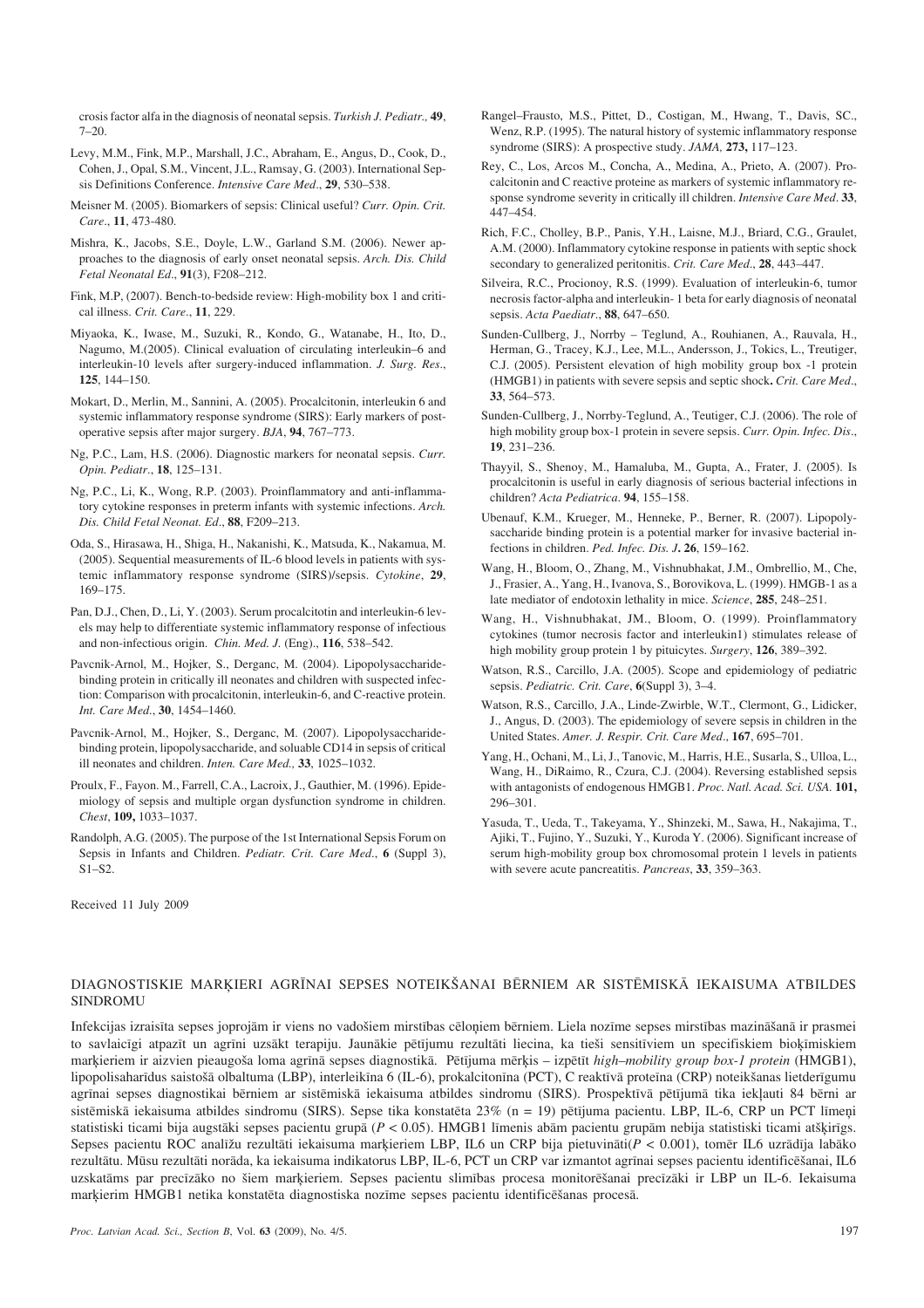crosis factor alfa in the diagnosis of neonatal sepsis. *Turkish J. Pediatr.,* **49**, 7–20.

Levy, M.M., Fink, M.P., Marshall, J.C., Abraham, E., Angus, D., Cook, D., Cohen, J., Opal, S.M., Vincent, J.L., Ramsay, G. (2003). International Sepsis Definitions Conference. *Intensive Care Med*., **29**, 530–538.

Meisner M. (2005). Biomarkers of sepsis: Clinical useful? *Curr. Opin. Crit. Care*., **11**, 473-480.

Mishra, K., Jacobs, S.E., Doyle, L.W., Garland S.M. (2006). Newer approaches to the diagnosis of early onset neonatal sepsis. *Arch. Dis. Child Fetal Neonatal Ed*., **91**(3), F208–212.

Fink, M.P, (2007). Bench-to-bedside review: High-mobility box 1 and critical illness. *Crit. Care*., **11**, 229.

Miyaoka, K., Iwase, M., Suzuki, R., Kondo, G., Watanabe, H., Ito, D., Nagumo, M.(2005). Clinical evaluation of circulating interleukin–6 and interleukin-10 levels after surgery-induced inflammation. *J. Surg. Res*., **125**, 144–150.

Mokart, D., Merlin, M., Sannini, A. (2005). Procalcitonin, interleukin 6 and systemic inflammatory response syndrome (SIRS): Early markers of postoperative sepsis after major surgery. *BJA*, **94**, 767–773.

Ng, P.C., Lam, H.S. (2006). Diagnostic markers for neonatal sepsis. *Curr. Opin. Pediatr*., **18**, 125–131.

Ng, P.C., Li, K., Wong, R.P. (2003). Proinflammatory and anti-inflammatory cytokine responses in preterm infants with systemic infections. *Arch. Dis. Child Fetal Neonat. Ed*., **88**, F209–213.

Oda, S., Hirasawa, H., Shiga, H., Nakanishi, K., Matsuda, K., Nakamua, M. (2005). Sequential measurements of IL-6 blood levels in patients with systemic inflammatory response syndrome (SIRS)/sepsis. *Cytokine*, **29**, 169–175.

Pan, D.J., Chen, D., Li, Y. (2003). Serum procalcitotin and interleukin-6 levels may help to differentiate systemic inflammatory response of infectious and non-infectious origin. *Chin. Med. J*. (Eng)., **116**, 538–542.

Pavcnik-Arnol, M., Hojker, S., Derganc, M. (2004). Lipopolysaccharide-binding protein in critically ill neonates and children with suspected infection: Comparison with procalcitonin, interleukin-6, and C-reactive protein. *Int. Care Med*., **30**, 1454–1460.

Pavcnik-Arnol, M., Hojker, S., Derganc, M. (2007). Lipopolysaccharide-binding protein, lipopolysaccharide, and soluable CD14 in sepsis of critical ill neonates and children. *Inten. Care Med.,* **33**, 1025–1032.

Proulx, F., Fayon. M., Farrell, C.A., Lacroix, J., Gauthier, M. (1996). Epidemiology of sepsis and multiple organ dysfunction syndrome in children. *Chest*, **109,** 1033–1037.

Randolph, A.G. (2005). The purpose of the 1st International Sepsis Forum on Sepsis in Infants and Children. *Pediatr. Crit. Care Med*., **6** (Suppl 3), S1–S2.

Rangel–Frausto, M.S., Pittet, D., Costigan, M., Hwang, T., Davis, SC., Wenz, R.P. (1995). The natural history of systemic inflammatory response syndrome (SIRS): A prospective study. *JAMA,* **273,** 117–123.

Rey, C., Los, Arcos M., Concha, A., Medina, A., Prieto, A. (2007). Procalcitonin and C reactive proteine as markers of systemic inflammatory response syndrome severity in critically ill children. *Intensive Care Med*. **33**, 447–454.

Rich, F.C., Cholley, B.P., Panis, Y.H., Laisne, M.J., Briard, C.G., Graulet, A.M. (2000). Inflammatory cytokine response in patients with septic shock secondary to generalized peritonitis. *Crit. Care Med*., **28**, 443–447.

Silveira, R.C., Procionoy, R.S. (1999). Evaluation of interleukin-6, tumor necrosis factor-alpha and interleukin- 1 beta for early diagnosis of neonatal sepsis. *Acta Paediatr*., **88**, 647–650.

Sunden-Cullberg, J., Norrby – Teglund, A., Rouhianen, A., Rauvala, H., Herman, G., Tracey, K.J., Lee, M.L., Andersson, J., Tokics, L., Treutiger, C.J. (2005). Persistent elevation of high mobility group box -1 protein (HMGB1) in patients with severe sepsis and septic shock**.** *Crit. Care Med*., **33**, 564–573.

Sunden-Cullberg, J., Norrby-Teglund, A., Teutiger, C.J. (2006). The role of high mobility group box-1 protein in severe sepsis. *Curr. Opin. Infec. Dis*., **19**, 231–236.

Thayyil, S., Shenoy, M., Hamaluba, M., Gupta, A., Frater, J. (2005). Is procalcitonin is useful in early diagnosis of serious bacterial infections in children? *Acta Pediatrica*. **94**, 155–158.

Ubenauf, K.M., Krueger, M., Henneke, P., Berner, R. (2007). Lipopolysaccharide binding protein is a potential marker for invasive bacterial infections in children. *Ped. Infec. Dis. J***. 26**, 159–162.

Wang, H., Bloom, O., Zhang, M., Vishnubhakat, J.M., Ombrellio, M., Che, J., Frasier, A., Yang, H., Ivanova, S., Borovikova, L. (1999). HMGB-1 as a late mediator of endotoxin lethality in mice. *Science*, **285**, 248–251.

Wang, H., Vishnubhakat, JM., Bloom, O. (1999). Proinflammatory cytokines (tumor necrosis factor and interleukin1) stimulates release of high mobility group protein 1 by pituicytes. *Surgery*, **126**, 389–392.

Watson, R.S., Carcillo, J.A. (2005). Scope and epidemiology of pediatric sepsis. *Pediatric. Crit. Care*, **6**(Suppl 3), 3–4.

Watson, R.S., Carcillo, J.A., Linde-Zwirble, W.T., Clermont, G., Lidicker, J., Angus, D. (2003). The epidemiology of severe sepsis in children in the United States. *Amer. J. Respir. Crit. Care Med*., **167**, 695–701.

Yang, H., Ochani, M., Li, J., Tanovic, M., Harris, H.E., Susarla, S., Ulloa, L., Wang, H., DiRaimo, R., Czura, C.J. (2004). Reversing established sepsis with antagonists of endogenous HMGB1. *Proc. Natl. Acad. Sci. USA*. **101,** 296–301.

Yasuda, T., Ueda, T., Takeyama, Y., Shinzeki, M., Sawa, H., Nakajima, T., Ajiki, T., Fujino, Y., Suzuki, Y., Kuroda Y. (2006). Significant increase of serum high-mobility group box chromosomal protein 1 levels in patients with severe acute pancreatitis. *Pancreas*, **33**, 359–363.

Received 11 July 2009

## DIAGNOSTISKIE MARĶIERI AGRĪNAI SEPSES NOTEIKŠANAI BĒRNIEM AR SISTĒMISKĀ IEKAISUMA ATBILDES SINDROMU

Infekcijas izraisīta sepses joprojām ir viens no vadošiem mirstības cēloņiem bērniem. Liela nozīme sepses mirstības mazināšanā ir prasmei to savlaicīgi atpazīt un agrīni uzsākt terapiju. Jaunākie pētījumu rezultāti liecina, ka tieši sensitīviem un specifiskiem bioķīmiskiem marķieriem ir aizvien pieaugoša loma agrīnā sepses diagnostikā. Pētījuma mērķis – izpētīt *high–mobility group box-1 protein* (HMGB1), lipopolisaharīdus saistošā olbaltuma (LBP), interleikīna 6 (IL-6), prokalcitonīna (PCT), C reaktīvā proteīna (CRP) noteikšanas lietderīgumu agrīnai sepses diagnostikai bērniem ar sistēmiskā iekaisuma atbildes sindromu (SIRS). Prospektīvā pētījumā tika iekļauti 84 bērni ar sistēmiskā iekaisuma atbildes sindromu (SIRS). Sepse tika konstatēta 23% (n = 19) pētījuma pacientu. LBP, IL-6, CRP un PCT līmeņi statistiski ticami bija augstāki sepses pacientu grupā ($P < 0.05$). HMGB1 līmenis abām pacientu grupām nebija statistiski ticami atšķirīgs. Sepses pacientu ROC analīžu rezultāti iekaisuma marķieriem LBP, IL6 un CRP bija pietuvināti($P < 0.001$), tomēr IL6 uzrādīja labāko rezultātu. Mūsu rezultāti norāda, ka iekaisuma indikatorus LBP, IL-6, PCT un CRP var izmantot agrīnai sepses pacientu identificēšanai, IL6 uzskatāms par precīzāko no šiem marķieriem. Sepses pacientu slimības procesa monitorēšanai precīzāki ir LBP un IL-6. Iekaisuma marķierim HMGB1 netika konstatēta diagnostiska nozīme sepses pacientu identificēšanas procesā.